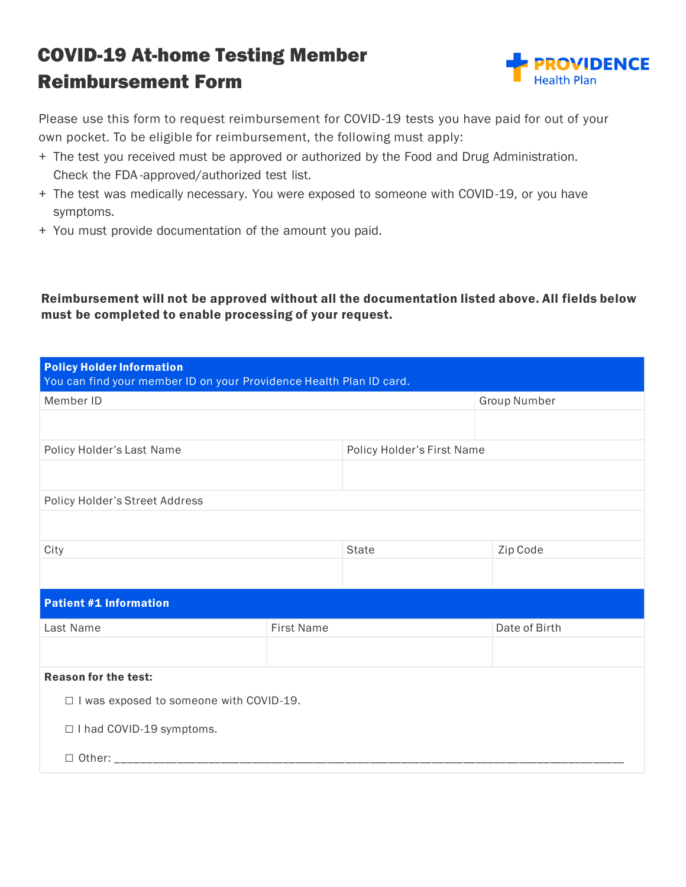# COVID-19 At-home Testing Member Reimbursement Form

PROVIDENCE Health Plan

Please use this form to request reimbursement for COVID-19 tests you have paid for out of your own pocket. To be eligible for reimbursement, the following must apply:

+ The test you received must be approved or authorized by the Food and Drug Administration. Check the FDA-approved/authorized test list.
+ The test was medically necessary. You were exposed to someone with COVID-19, or you have symptoms.
+ You must provide documentation of the amount you paid.

**Reimbursement will not be approved without all the documentation listed above. All fields below must be completed to enable processing of your request.**

| **Policy Holder Information** You can find your member ID on your Providence Health Plan ID card. | | |
|---|---|---|
| Member ID | | Group Number |
| | | |
| Policy Holder's Last Name | Policy Holder's First Name | |
| | | |
| Policy Holder's Street Address | | |
| | | |
| City | State | Zip Code |
| | | |

| **Patient #1 Information** | | |
|---|---|---|
| Last Name | First Name | Date of Birth |
| | | |

**Reason for the test:**

☐ I was exposed to someone with COVID-19.

☐ I had COVID-19 symptoms.

☐ Other: ___________________________________________________________________________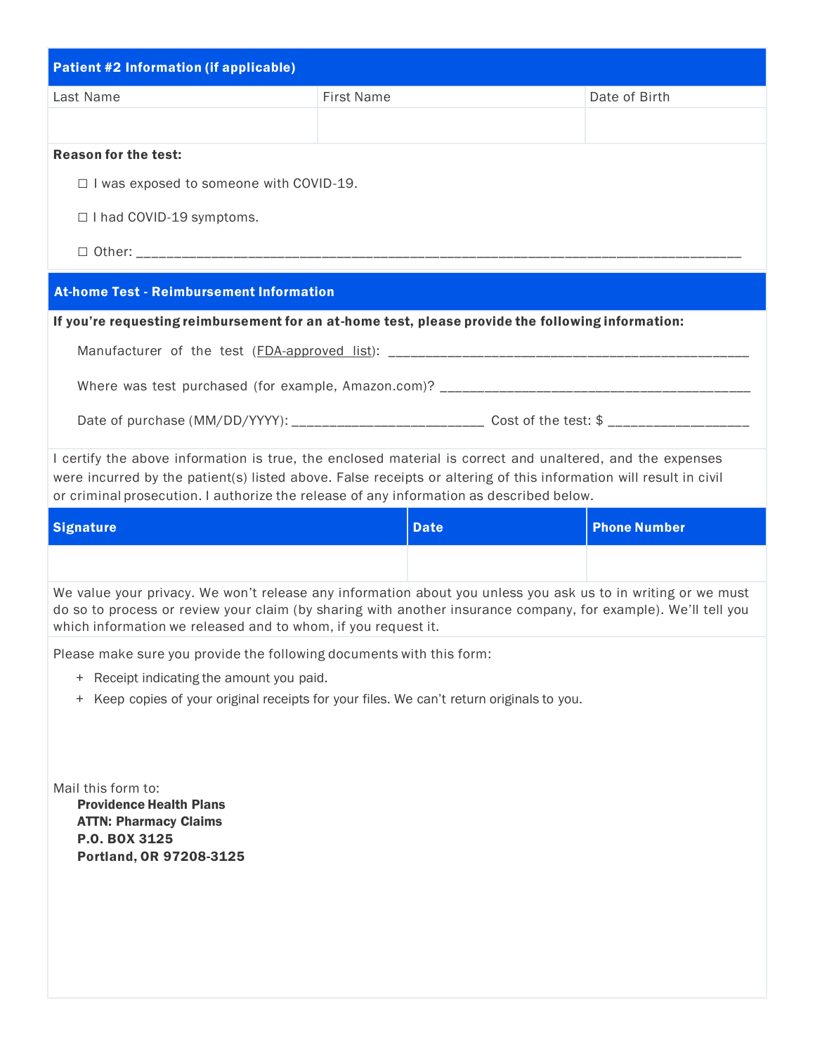## Patient #2 Information (if applicable)

| Last Name | First Name | Date of Birth |
|---|---|---|
| | | |

**Reason for the test:**

☐ I was exposed to someone with COVID-19.

☐ I had COVID-19 symptoms.

☐ Other: ______________________________________________________________________________

## At-home Test - Reimbursement Information

**If you're requesting reimbursement for an at-home test, please provide the following information:**

Manufacturer of the test (FDA-approved list): _______________________________________________

Where was test purchased (for example, Amazon.com)? _______________________________________

Date of purchase (MM/DD/YYYY): _________________________ Cost of the test: $ __________________

I certify the above information is true, the enclosed material is correct and unaltered, and the expenses were incurred by the patient(s) listed above. False receipts or altering of this information will result in civil or criminal prosecution. I authorize the release of any information as described below.

| Signature | Date | Phone Number |
|---|---|---|
| | | |

We value your privacy. We won't release any information about you unless you ask us to in writing or we must do so to process or review your claim (by sharing with another insurance company, for example). We'll tell you which information we released and to whom, if you request it.

Please make sure you provide the following documents with this form:

+ Receipt indicating the amount you paid.
+ Keep copies of your original receipts for your files. We can't return originals to you.

Mail this form to:

**Providence Health Plans**
**ATTN: Pharmacy Claims**
**P.O. BOX 3125**
**Portland, OR 97208-3125**